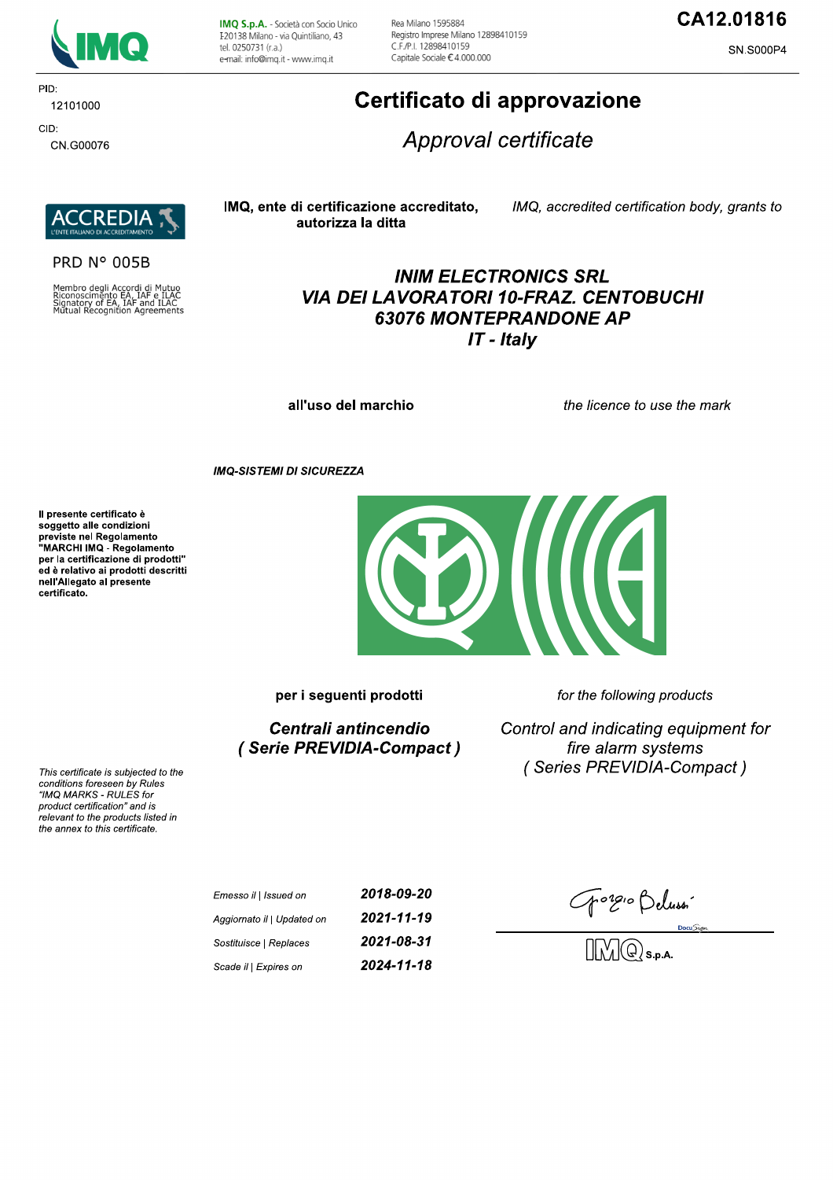**IMQ S.p.A.** - Società con Socio Unico
I-20138 Milano - via Quintiliano, 43
tel. 0250731 (r.a.)
e-mail: info@imq.it - www.imq.it

Rea Milano 1595884
Registro Imprese Milano 12898410159
C.F./P.I. 12898410159
Capitale Sociale € 4.000.000

**CA12.01816**

SN.S000P4

PID:
12101000

CID:
CN.G00076

# Certificato di approvazione

## *Approval certificate*

ACCREDIA
L'ENTE ITALIANO DI ACCREDITAMENTO

PRD N° 005B

Membro degli Accordi di Mutuo Riconoscimento EA, IAF e ILAC
Signatory of EA, IAF and ILAC Mutual Recognition Agreements

**IMQ, ente di certificazione accreditato, autorizza la ditta**

*IMQ, accredited certification body, grants to*

***INIM ELECTRONICS SRL***
***VIA DEI LAVORATORI 10-FRAZ. CENTOBUCHI***
***63076 MONTEPRANDONE AP***
***IT - Italy***

**all'uso del marchio**

*the licence to use the mark*

***IMQ-SISTEMI DI SICUREZZA***

**Il presente certificato è soggetto alle condizioni previste nel Regolamento "MARCHI IMQ - Regolamento per la certificazione di prodotti" ed è relativo ai prodotti descritti nell'Allegato al presente certificato.**

*This certificate is subjected to the conditions foreseen by Rules "IMQ MARKS - RULES for product certification" and is relevant to the products listed in the annex to this certificate.*

**per i seguenti prodotti**

*for the following products*

***Centrali antincendio***
***( Serie PREVIDIA-Compact )***

*Control and indicating equipment for fire alarm systems*
*( Series PREVIDIA-Compact )*

| | |
|---|---|
| *Emesso il \| Issued on* | ***2018-09-20*** |
| *Aggiornato il \| Updated on* | ***2021-11-19*** |
| *Sostituisce \| Replaces* | ***2021-08-31*** |
| *Scade il \| Expires on* | ***2024-11-18*** |

IMQ S.p.A.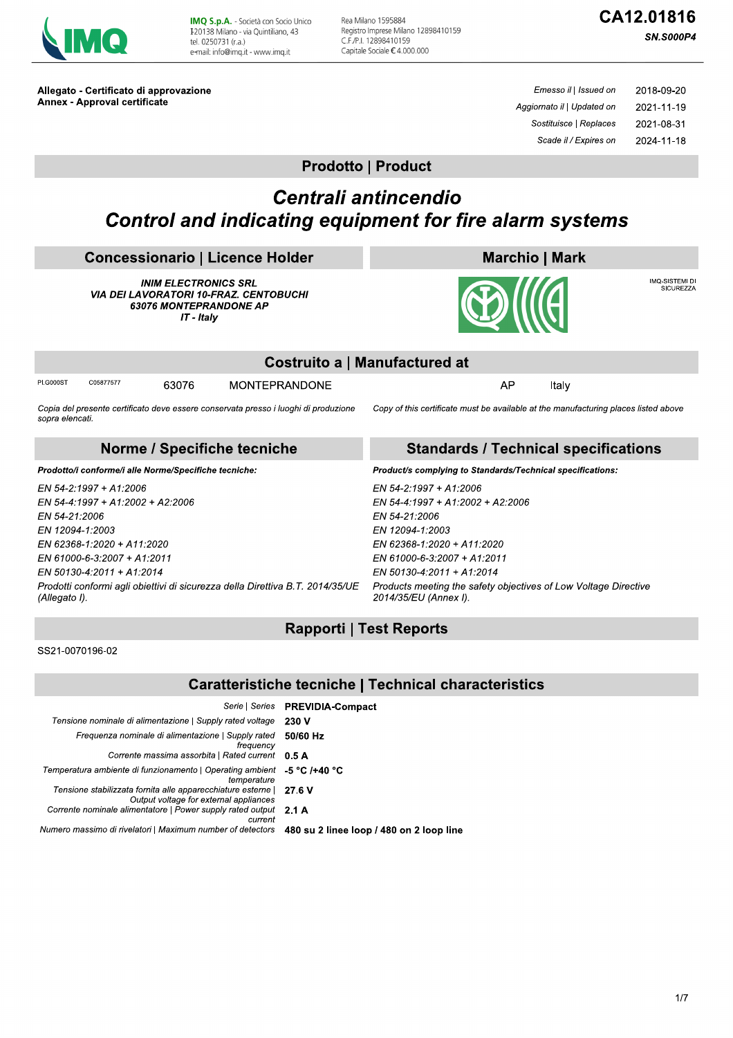IMQ S.p.A. - Società con Socio Unico
I-20138 Milano - via Quintiliano, 43
tel. 0250731 (r.a.)
e-mail: info@imq.it - www.imq.it

Rea Milano 1595884
Registro Imprese Milano 12898410159
C.F./P.I. 12898410159
Capitale Sociale € 4.000.000

# CA12.01816

**SN.S000P4**

**Allegato - Certificato di approvazione**
**Annex - Approval certificate**

| | |
|---|---|
| *Emesso il \| Issued on* | 2018-09-20 |
| *Aggiornato il \| Updated on* | 2021-11-19 |
| *Sostituisce \| Replaces* | 2021-08-31 |
| *Scade il / Expires on* | 2024-11-18 |

## Prodotto | Product

# *Centrali antincendio*
# *Control and indicating equipment for fire alarm systems*

## Concessionario | Licence Holder

***INIM ELECTRONICS SRL***
***VIA DEI LAVORATORI 10-FRAZ. CENTOBUCHI***
***63076 MONTEPRANDONE AP***
***IT - Italy***

## Marchio | Mark

IMQ-SISTEMI DI SICUREZZA

## Costruito a | Manufactured at

| | | | | | |
|---|---|---|---|---|---|
| PI.G000ST | C05877577 | 63076 | MONTEPRANDONE | AP | Italy |

*Copia del presente certificato deve essere conservata presso i luoghi di produzione sopra elencati.*

*Copy of this certificate must be available at the manufacturing places listed above*

## Norme / Specifiche tecniche

***Prodotto/i conforme/i alle Norme/Specifiche tecniche:***

*EN 54-2:1997 + A1:2006*
*EN 54-4:1997 + A1:2002 + A2:2006*
*EN 54-21:2006*
*EN 12094-1:2003*
*EN 62368-1:2020 + A11:2020*
*EN 61000-6-3:2007 + A1:2011*
*EN 50130-4:2011 + A1:2014*
*Prodotti conformi agli obiettivi di sicurezza della Direttiva B.T. 2014/35/UE (Allegato I).*

## Standards / Technical specifications

***Product/s complying to Standards/Technical specifications:***

*EN 54-2:1997 + A1:2006*
*EN 54-4:1997 + A1:2002 + A2:2006*
*EN 54-21:2006*
*EN 12094-1:2003*
*EN 62368-1:2020 + A11:2020*
*EN 61000-6-3:2007 + A1:2011*
*EN 50130-4:2011 + A1:2014*
*Products meeting the safety objectives of Low Voltage Directive 2014/35/EU (Annex I).*

## Rapporti | Test Reports

SS21-0070196-02

## Caratteristiche tecniche | Technical characteristics

| | |
|---|---|
| *Serie \| Series* | **PREVIDIA-Compact** |
| *Tensione nominale di alimentazione \| Supply rated voltage* | **230 V** |
| *Frequenza nominale di alimentazione \| Supply rated frequency* | **50/60 Hz** |
| *Corrente massima assorbita \| Rated current* | **0.5 A** |
| *Temperatura ambiente di funzionamento \| Operating ambient temperature* | **-5 °C /+40 °C** |
| *Tensione stabilizzata fornita alle apparecchiature esterne \| Output voltage for external appliances* | **27.6 V** |
| *Corrente nominale alimentatore \| Power supply rated output current* | **2.1 A** |
| *Numero massimo di rivelatori \| Maximum number of detectors* | **480 su 2 linee loop / 480 on 2 loop line** |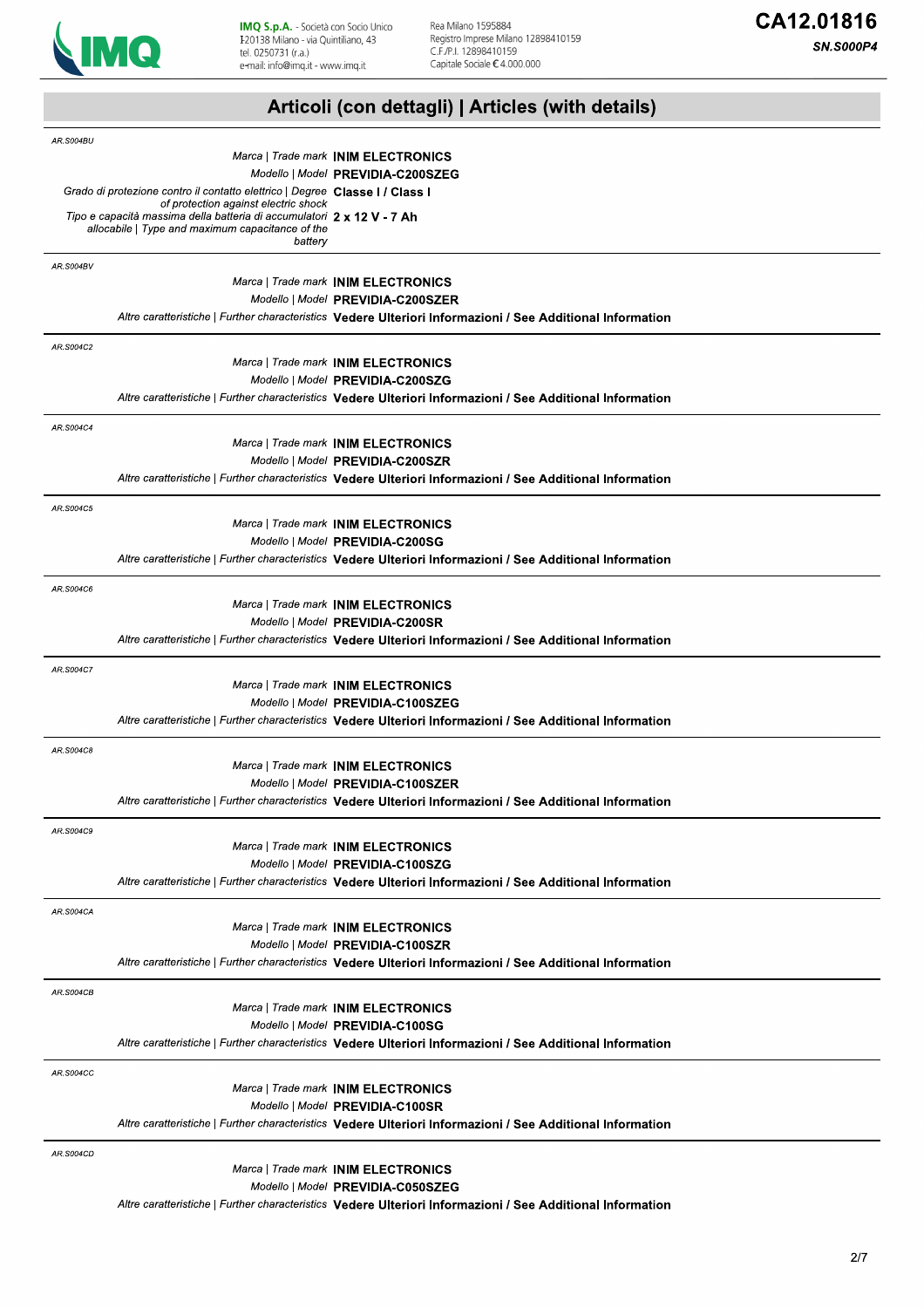## Articoli (con dettagli) | Articles (with details)

AR.S004BU

*Marca | Trade mark* **INIM ELECTRONICS**
*Modello | Model* **PREVIDIA-C200SZEG**
*Grado di protezione contro il contatto elettrico | Degree of protection against electric shock* **Classe I / Class I**
*Tipo e capacità massima della batteria di accumulatori allocabile | Type and maximum capacitance of the battery* **2 x 12 V - 7 Ah**

---

AR.S004BV

*Marca | Trade mark* **INIM ELECTRONICS**
*Modello | Model* **PREVIDIA-C200SZER**
*Altre caratteristiche | Further characteristics* **Vedere Ulteriori Informazioni / See Additional Information**

---

AR.S004C2

*Marca | Trade mark* **INIM ELECTRONICS**
*Modello | Model* **PREVIDIA-C200SZG**
*Altre caratteristiche | Further characteristics* **Vedere Ulteriori Informazioni / See Additional Information**

---

AR.S004C4

*Marca | Trade mark* **INIM ELECTRONICS**
*Modello | Model* **PREVIDIA-C200SZR**
*Altre caratteristiche | Further characteristics* **Vedere Ulteriori Informazioni / See Additional Information**

---

AR.S004C5

*Marca | Trade mark* **INIM ELECTRONICS**
*Modello | Model* **PREVIDIA-C200SG**
*Altre caratteristiche | Further characteristics* **Vedere Ulteriori Informazioni / See Additional Information**

---

AR.S004C6

*Marca | Trade mark* **INIM ELECTRONICS**
*Modello | Model* **PREVIDIA-C200SR**
*Altre caratteristiche | Further characteristics* **Vedere Ulteriori Informazioni / See Additional Information**

---

AR.S004C7

*Marca | Trade mark* **INIM ELECTRONICS**
*Modello | Model* **PREVIDIA-C100SZEG**
*Altre caratteristiche | Further characteristics* **Vedere Ulteriori Informazioni / See Additional Information**

---

AR.S004C8

*Marca | Trade mark* **INIM ELECTRONICS**
*Modello | Model* **PREVIDIA-C100SZER**
*Altre caratteristiche | Further characteristics* **Vedere Ulteriori Informazioni / See Additional Information**

---

AR.S004C9

*Marca | Trade mark* **INIM ELECTRONICS**
*Modello | Model* **PREVIDIA-C100SZG**
*Altre caratteristiche | Further characteristics* **Vedere Ulteriori Informazioni / See Additional Information**

---

AR.S004CA

*Marca | Trade mark* **INIM ELECTRONICS**
*Modello | Model* **PREVIDIA-C100SZR**
*Altre caratteristiche | Further characteristics* **Vedere Ulteriori Informazioni / See Additional Information**

---

AR.S004CB

*Marca | Trade mark* **INIM ELECTRONICS**
*Modello | Model* **PREVIDIA-C100SG**
*Altre caratteristiche | Further characteristics* **Vedere Ulteriori Informazioni / See Additional Information**

---

AR.S004CC

*Marca | Trade mark* **INIM ELECTRONICS**
*Modello | Model* **PREVIDIA-C100SR**
*Altre caratteristiche | Further characteristics* **Vedere Ulteriori Informazioni / See Additional Information**

---

AR.S004CD

*Marca | Trade mark* **INIM ELECTRONICS**
*Modello | Model* **PREVIDIA-C050SZEG**
*Altre caratteristiche | Further characteristics* **Vedere Ulteriori Informazioni / See Additional Information**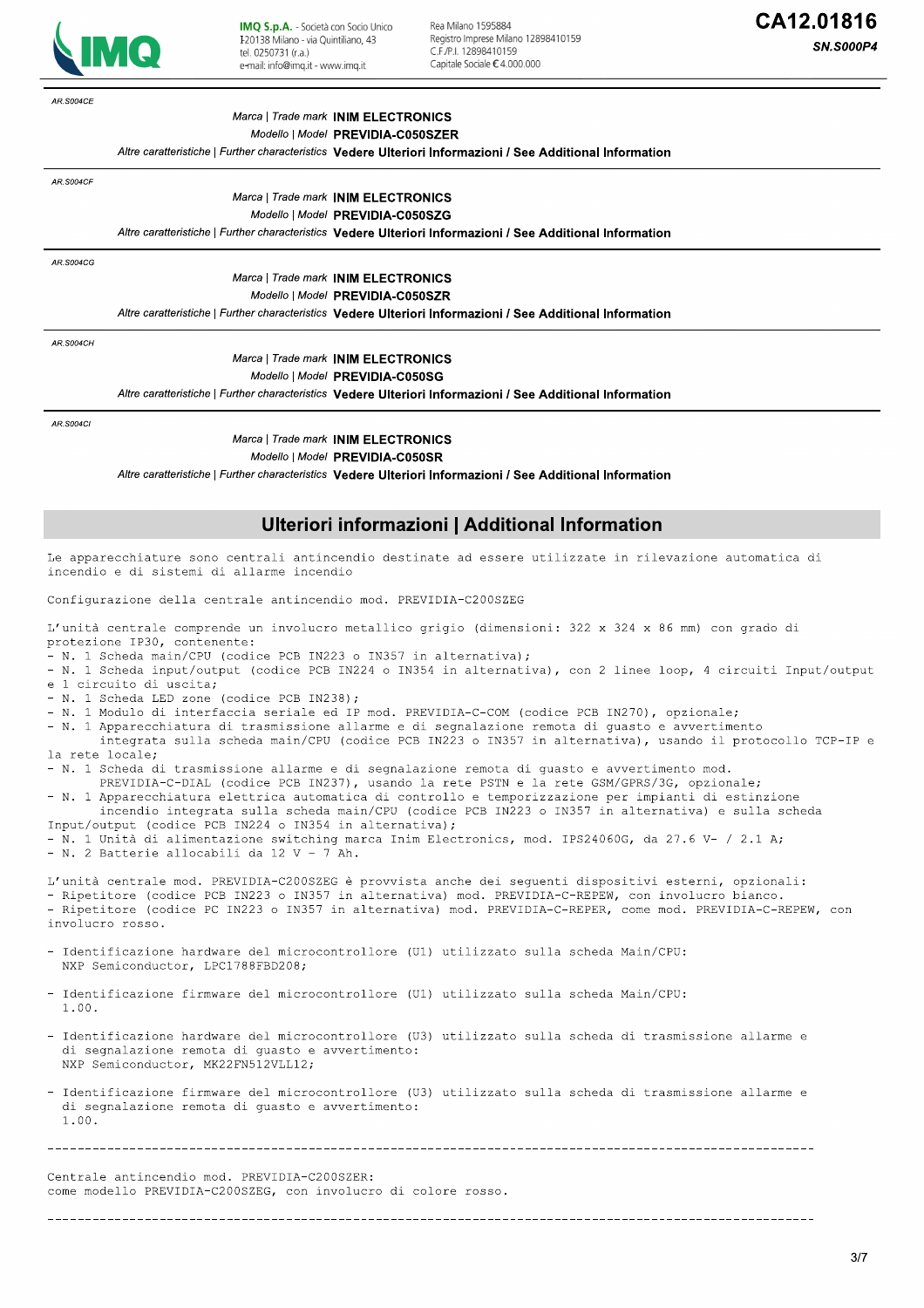AR.S004CE

*Marca | Trade mark* **INIM ELECTRONICS**

*Modello | Model* **PREVIDIA-C050SZER**

*Altre caratteristiche | Further characteristics* **Vedere Ulteriori Informazioni / See Additional Information**

---

AR.S004CF

*Marca | Trade mark* **INIM ELECTRONICS**

*Modello | Model* **PREVIDIA-C050SZG**

*Altre caratteristiche | Further characteristics* **Vedere Ulteriori Informazioni / See Additional Information**

---

AR.S004CG

*Marca | Trade mark* **INIM ELECTRONICS**

*Modello | Model* **PREVIDIA-C050SZR**

*Altre caratteristiche | Further characteristics* **Vedere Ulteriori Informazioni / See Additional Information**

---

AR.S004CH

*Marca | Trade mark* **INIM ELECTRONICS**

*Modello | Model* **PREVIDIA-C050SG**

*Altre caratteristiche | Further characteristics* **Vedere Ulteriori Informazioni / See Additional Information**

---

AR.S004CI

*Marca | Trade mark* **INIM ELECTRONICS**

*Modello | Model* **PREVIDIA-C050SR**

*Altre caratteristiche | Further characteristics* **Vedere Ulteriori Informazioni / See Additional Information**

## Ulteriori informazioni | Additional Information

Le apparecchiature sono centrali antincendio destinate ad essere utilizzate in rilevazione automatica di incendio e di sistemi di allarme incendio

Configurazione della centrale antincendio mod. PREVIDIA-C200SZEG

L'unità centrale comprende un involucro metallico grigio (dimensioni: 322 x 324 x 86 mm) con grado di protezione IP30, contenente:
- N. 1 Scheda main/CPU (codice PCB IN223 o IN357 in alternativa);
- N. 1 Scheda input/output (codice PCB IN224 o IN354 in alternativa), con 2 linee loop, 4 circuiti Input/output e 1 circuito di uscita;
- N. 1 Scheda LED zone (codice PCB IN238);
- N. 1 Modulo di interfaccia seriale ed IP mod. PREVIDIA-C-COM (codice PCB IN270), opzionale;
- N. 1 Apparecchiatura di trasmissione allarme e di segnalazione remota di guasto e avvertimento integrata sulla scheda main/CPU (codice PCB IN223 o IN357 in alternativa), usando il protocollo TCP-IP e la rete locale;
- N. 1 Scheda di trasmissione allarme e di segnalazione remota di guasto e avvertimento mod. PREVIDIA-C-DIAL (codice PCB IN237), usando la rete PSTN e la rete GSM/GPRS/3G, opzionale;
- N. 1 Apparecchiatura elettrica automatica di controllo e temporizzazione per impianti di estinzione incendio integrata sulla scheda main/CPU (codice PCB IN223 o IN357 in alternativa) e sulla scheda Input/output (codice PCB IN224 o IN354 in alternativa);
- N. 1 Unità di alimentazione switching marca Inim Electronics, mod. IPS24060G, da 27.6 V- / 2.1 A;
- N. 2 Batterie allocabili da 12 V - 7 Ah.

L'unità centrale mod. PREVIDIA-C200SZEG è provvista anche dei seguenti dispositivi esterni, opzionali:
- Ripetitore (codice PCB IN223 o IN357 in alternativa) mod. PREVIDIA-C-REPEW, con involucro bianco.
- Ripetitore (codice PC IN223 o IN357 in alternativa) mod. PREVIDIA-C-REPER, come mod. PREVIDIA-C-REPEW, con involucro rosso.

- Identificazione hardware del microcontrollore (U1) utilizzato sulla scheda Main/CPU: NXP Semiconductor, LPC1788FBD208;

- Identificazione firmware del microcontrollore (U1) utilizzato sulla scheda Main/CPU: 1.00.

- Identificazione hardware del microcontrollore (U3) utilizzato sulla scheda di trasmissione allarme e di segnalazione remota di guasto e avvertimento: NXP Semiconductor, MK22FN512VLL12;

- Identificazione firmware del microcontrollore (U3) utilizzato sulla scheda di trasmissione allarme e di segnalazione remota di guasto e avvertimento: 1.00.

---

Centrale antincendio mod. PREVIDIA-C200SZER:
come modello PREVIDIA-C200SZEG, con involucro di colore rosso.

---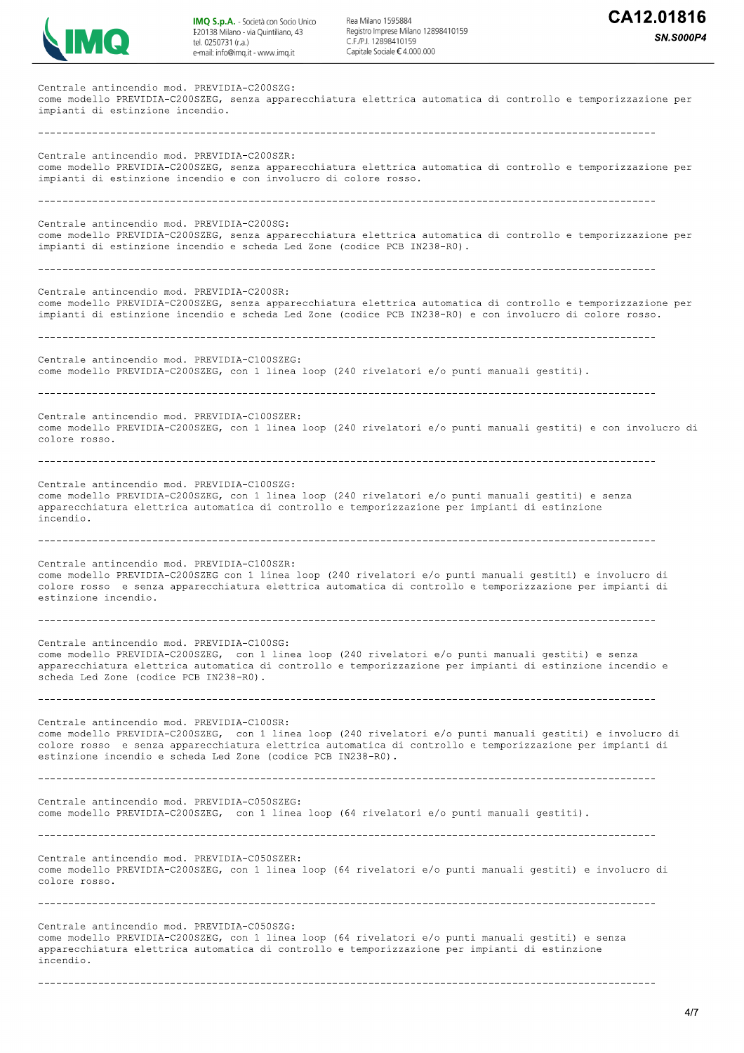Centrale antincendio mod. PREVIDIA-C200SZG:
come modello PREVIDIA-C200SZEG, senza apparecchiatura elettrica automatica di controllo e temporizzazione per impianti di estinzione incendio.

---

Centrale antincendio mod. PREVIDIA-C200SZR:
come modello PREVIDIA-C200SZEG, senza apparecchiatura elettrica automatica di controllo e temporizzazione per impianti di estinzione incendio e con involucro di colore rosso.

---

Centrale antincendio mod. PREVIDIA-C200SG:
come modello PREVIDIA-C200SZEG, senza apparecchiatura elettrica automatica di controllo e temporizzazione per impianti di estinzione incendio e scheda Led Zone (codice PCB IN238-R0).

---

Centrale antincendio mod. PREVIDIA-C200SR:
come modello PREVIDIA-C200SZEG, senza apparecchiatura elettrica automatica di controllo e temporizzazione per impianti di estinzione incendio e scheda Led Zone (codice PCB IN238-R0) e con involucro di colore rosso.

---

Centrale antincendio mod. PREVIDIA-C100SZEG:
come modello PREVIDIA-C200SZEG, con 1 linea loop (240 rivelatori e/o punti manuali gestiti).

---

Centrale antincendio mod. PREVIDIA-C100SZER:
come modello PREVIDIA-C200SZEG, con 1 linea loop (240 rivelatori e/o punti manuali gestiti) e con involucro di colore rosso.

---

Centrale antincendio mod. PREVIDIA-C100SZG:
come modello PREVIDIA-C200SZEG, con 1 linea loop (240 rivelatori e/o punti manuali gestiti) e senza apparecchiatura elettrica automatica di controllo e temporizzazione per impianti di estinzione incendio.

---

Centrale antincendio mod. PREVIDIA-C100SZR:
come modello PREVIDIA-C200SZEG con 1 linea loop (240 rivelatori e/o punti manuali gestiti) e involucro di colore rosso e senza apparecchiatura elettrica automatica di controllo e temporizzazione per impianti di estinzione incendio.

---

Centrale antincendio mod. PREVIDIA-C100SG:
come modello PREVIDIA-C200SZEG, con 1 linea loop (240 rivelatori e/o punti manuali gestiti) e senza apparecchiatura elettrica automatica di controllo e temporizzazione per impianti di estinzione incendio e scheda Led Zone (codice PCB IN238-R0).

---

Centrale antincendio mod. PREVIDIA-C100SR:
come modello PREVIDIA-C200SZEG, con 1 linea loop (240 rivelatori e/o punti manuali gestiti) e involucro di colore rosso e senza apparecchiatura elettrica automatica di controllo e temporizzazione per impianti di estinzione incendio e scheda Led Zone (codice PCB IN238-R0).

---

Centrale antincendio mod. PREVIDIA-C050SZEG:
come modello PREVIDIA-C200SZEG, con 1 linea loop (64 rivelatori e/o punti manuali gestiti).

---

Centrale antincendio mod. PREVIDIA-C050SZER:
come modello PREVIDIA-C200SZEG, con 1 linea loop (64 rivelatori e/o punti manuali gestiti) e involucro di colore rosso.

---

Centrale antincendio mod. PREVIDIA-C050SZG:
come modello PREVIDIA-C200SZEG, con 1 linea loop (64 rivelatori e/o punti manuali gestiti) e senza apparecchiatura elettrica automatica di controllo e temporizzazione per impianti di estinzione incendio.

---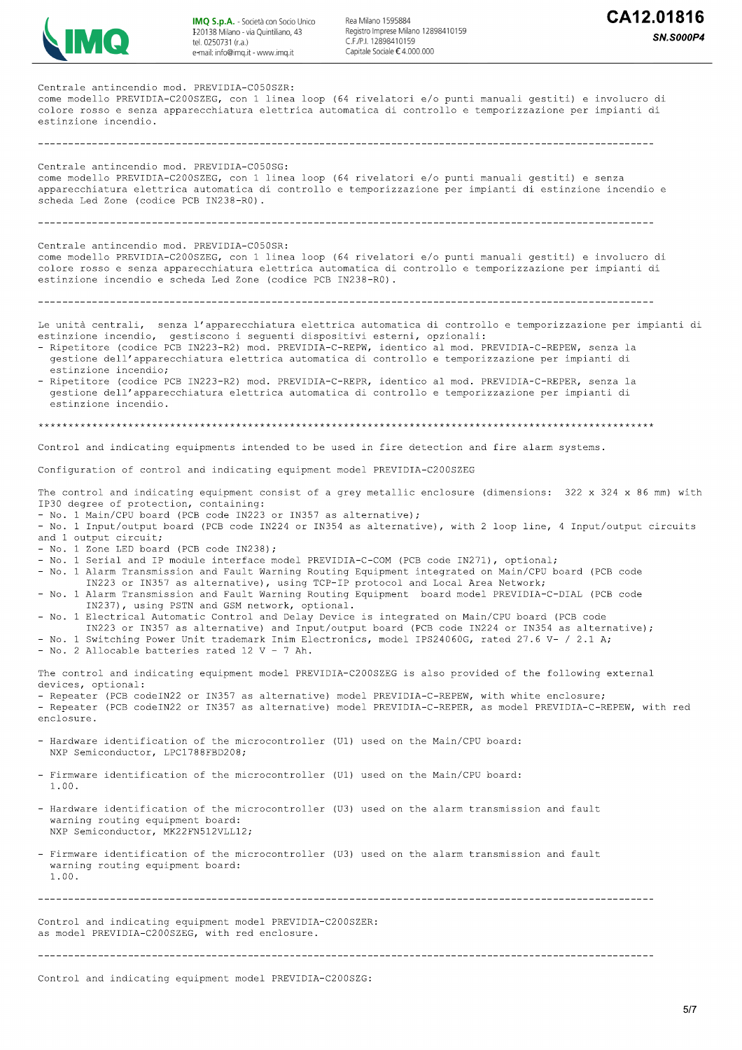Centrale antincendio mod. PREVIDIA-C050SZR:
come modello PREVIDIA-C200SZEG, con 1 linea loop (64 rivelatori e/o punti manuali gestiti) e involucro di colore rosso e senza apparecchiatura elettrica automatica di controllo e temporizzazione per impianti di estinzione incendio.

---

Centrale antincendio mod. PREVIDIA-C050SG:
come modello PREVIDIA-C200SZEG, con 1 linea loop (64 rivelatori e/o punti manuali gestiti) e senza apparecchiatura elettrica automatica di controllo e temporizzazione per impianti di estinzione incendio e scheda Led Zone (codice PCB IN238-R0).

---

Centrale antincendio mod. PREVIDIA-C050SR:
come modello PREVIDIA-C200SZEG, con 1 linea loop (64 rivelatori e/o punti manuali gestiti) e involucro di colore rosso e senza apparecchiatura elettrica automatica di controllo e temporizzazione per impianti di estinzione incendio e scheda Led Zone (codice PCB IN238-R0).

---

Le unità centrali, senza l'apparecchiatura elettrica automatica di controllo e temporizzazione per impianti di estinzione incendio, gestiscono i seguenti dispositivi esterni, opzionali:
- Ripetitore (codice PCB IN223-R2) mod. PREVIDIA-C-REPW, identico al mod. PREVIDIA-C-REPEW, senza la gestione dell'apparecchiatura elettrica automatica di controllo e temporizzazione per impianti di estinzione incendio;
- Ripetitore (codice PCB IN223-R2) mod. PREVIDIA-C-REPR, identico al mod. PREVIDIA-C-REPER, senza la gestione dell'apparecchiatura elettrica automatica di controllo e temporizzazione per impianti di estinzione incendio.

***************************************************************************************************

Control and indicating equipments intended to be used in fire detection and fire alarm systems.

Configuration of control and indicating equipment model PREVIDIA-C200SZEG

The control and indicating equipment consist of a grey metallic enclosure (dimensions: 322 x 324 x 86 mm) with IP30 degree of protection, containing:
- No. 1 Main/CPU board (PCB code IN223 or IN357 as alternative);
- No. 1 Input/output board (PCB code IN224 or IN354 as alternative), with 2 loop line, 4 Input/output circuits and 1 output circuit;
- No. 1 Zone LED board (PCB code IN238);
- No. 1 Serial and IP module interface model PREVIDIA-C-COM (PCB code IN271), optional;
- No. 1 Alarm Transmission and Fault Warning Routing Equipment integrated on Main/CPU board (PCB code IN223 or IN357 as alternative), using TCP-IP protocol and Local Area Network;
- No. 1 Alarm Transmission and Fault Warning Routing Equipment board model PREVIDIA-C-DIAL (PCB code IN237), using PSTN and GSM network, optional.
- No. 1 Electrical Automatic Control and Delay Device is integrated on Main/CPU board (PCB code IN223 or IN357 as alternative) and Input/output board (PCB code IN224 or IN354 as alternative);
- No. 1 Switching Power Unit trademark Inim Electronics, model IPS24060G, rated 27.6 V- / 2.1 A;
- No. 2 Allocable batteries rated 12 V - 7 Ah.

The control and indicating equipment model PREVIDIA-C200SZEG is also provided of the following external devices, optional:
- Repeater (PCB codeIN22 or IN357 as alternative) model PREVIDIA-C-REPEW, with white enclosure;
- Repeater (PCB codeIN22 or IN357 as alternative) model PREVIDIA-C-REPER, as model PREVIDIA-C-REPEW, with red enclosure.

- Hardware identification of the microcontroller (U1) used on the Main/CPU board:
  NXP Semiconductor, LPC1788FBD208;

- Firmware identification of the microcontroller (U1) used on the Main/CPU board:
  1.00.

- Hardware identification of the microcontroller (U3) used on the alarm transmission and fault warning routing equipment board:
  NXP Semiconductor, MK22FN512VLL12;

- Firmware identification of the microcontroller (U3) used on the alarm transmission and fault warning routing equipment board:
  1.00.

---

Control and indicating equipment model PREVIDIA-C200SZER:
as model PREVIDIA-C200SZEG, with red enclosure.

---

Control and indicating equipment model PREVIDIA-C200SZG: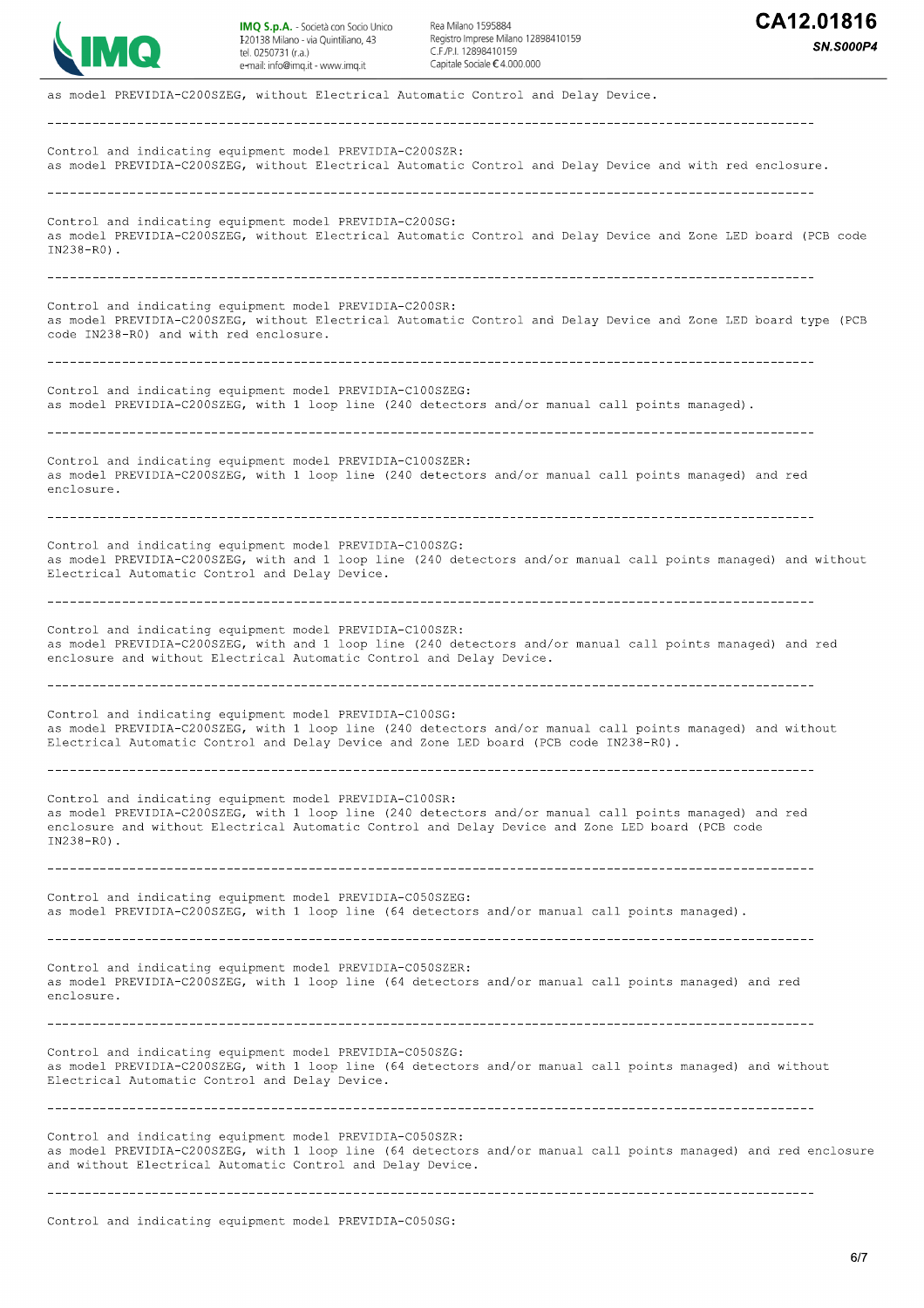as model PREVIDIA-C200SZEG, without Electrical Automatic Control and Delay Device.

---

Control and indicating equipment model PREVIDIA-C200SZR:
as model PREVIDIA-C200SZEG, without Electrical Automatic Control and Delay Device and with red enclosure.

---

Control and indicating equipment model PREVIDIA-C200SG:
as model PREVIDIA-C200SZEG, without Electrical Automatic Control and Delay Device and Zone LED board (PCB code IN238-R0).

---

Control and indicating equipment model PREVIDIA-C200SR:
as model PREVIDIA-C200SZEG, without Electrical Automatic Control and Delay Device and Zone LED board type (PCB code IN238-R0) and with red enclosure.

---

Control and indicating equipment model PREVIDIA-C100SZEG:
as model PREVIDIA-C200SZEG, with 1 loop line (240 detectors and/or manual call points managed).

---

Control and indicating equipment model PREVIDIA-C100SZER:
as model PREVIDIA-C200SZEG, with 1 loop line (240 detectors and/or manual call points managed) and red enclosure.

---

Control and indicating equipment model PREVIDIA-C100SZG:
as model PREVIDIA-C200SZEG, with and 1 loop line (240 detectors and/or manual call points managed) and without Electrical Automatic Control and Delay Device.

---

Control and indicating equipment model PREVIDIA-C100SZR:
as model PREVIDIA-C200SZEG, with and 1 loop line (240 detectors and/or manual call points managed) and red enclosure and without Electrical Automatic Control and Delay Device.

---

Control and indicating equipment model PREVIDIA-C100SG:
as model PREVIDIA-C200SZEG, with 1 loop line (240 detectors and/or manual call points managed) and without Electrical Automatic Control and Delay Device and Zone LED board (PCB code IN238-R0).

---

Control and indicating equipment model PREVIDIA-C100SR:
as model PREVIDIA-C200SZEG, with 1 loop line (240 detectors and/or manual call points managed) and red enclosure and without Electrical Automatic Control and Delay Device and Zone LED board (PCB code IN238-R0).

---

Control and indicating equipment model PREVIDIA-C050SZEG:
as model PREVIDIA-C200SZEG, with 1 loop line (64 detectors and/or manual call points managed).

---

Control and indicating equipment model PREVIDIA-C050SZER:
as model PREVIDIA-C200SZEG, with 1 loop line (64 detectors and/or manual call points managed) and red enclosure.

---

Control and indicating equipment model PREVIDIA-C050SZG:
as model PREVIDIA-C200SZEG, with 1 loop line (64 detectors and/or manual call points managed) and without Electrical Automatic Control and Delay Device.

---

Control and indicating equipment model PREVIDIA-C050SZR:
as model PREVIDIA-C200SZEG, with 1 loop line (64 detectors and/or manual call points managed) and red enclosure and without Electrical Automatic Control and Delay Device.

---

Control and indicating equipment model PREVIDIA-C050SG: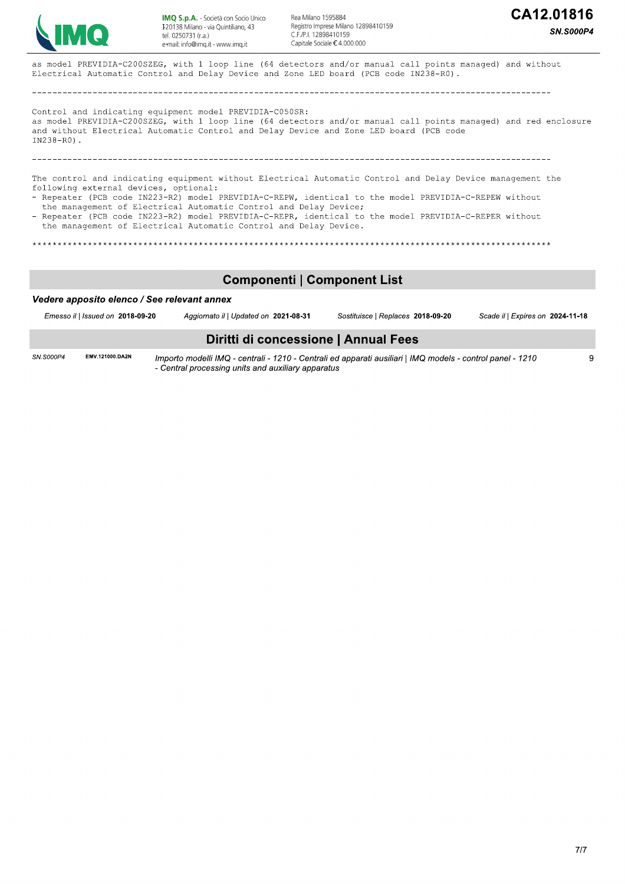as model PREVIDIA-C200SZEG, with 1 loop line (64 detectors and/or manual call points managed) and without Electrical Automatic Control and Delay Device and Zone LED board (PCB code IN238-R0).

----------------------------------------------------------------------------------------------------

Control and indicating equipment model PREVIDIA-C050SR:
as model PREVIDIA-C200SZEG, with 1 loop line (64 detectors and/or manual call points managed) and red enclosure and without Electrical Automatic Control and Delay Device and Zone LED board (PCB code IN238-R0).

----------------------------------------------------------------------------------------------------

The control and indicating equipment without Electrical Automatic Control and Delay Device management the following external devices, optional:

- Repeater (PCB code IN223-R2) model PREVIDIA-C-REPW, identical to the model PREVIDIA-C-REPEW without the management of Electrical Automatic Control and Delay Device;
- Repeater (PCB code IN223-R2) model PREVIDIA-C-REPR, identical to the model PREVIDIA-C-REPER without the management of Electrical Automatic Control and Delay Device.

****************************************************************************************************

## Componenti | Component List

***Vedere apposito elenco / See relevant annex***

*Emesso il | Issued on* **2018-09-20** *Aggiornato il | Updated on* **2021-08-31** *Sostituisce | Replaces* **2018-09-20** *Scade il | Expires on* **2024-11-18**

## Diritti di concessione | Annual Fees

| | | | |
|---|---|---|---|
| *SN.S000P4* | **EMV.121000.DA2N** | *Importo modelli IMQ - centrali - 1210 - Centrali ed apparati ausiliari \| IMQ models - control panel - 1210 - Central processing units and auxiliary apparatus* | 9 |